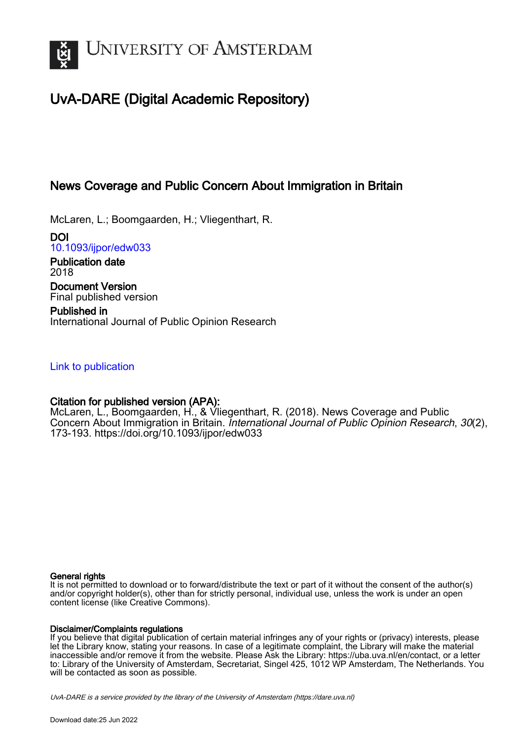# UvA-DARE (Digital Academic Repository)

## News Coverage and Public Concern About Immigration in Britain

McLaren, L.; Boomgaarden, H.; Vliegenthart, R.

**DOI**
10.1093/ijpor/edw033

**Publication date**
2018

**Document Version**
Final published version

**Published in**
International Journal of Public Opinion Research

Link to publication

**Citation for published version (APA):**
McLaren, L., Boomgaarden, H., & Vliegenthart, R. (2018). News Coverage and Public Concern About Immigration in Britain. *International Journal of Public Opinion Research*, *30*(2), 173-193. https://doi.org/10.1093/ijpor/edw033

**General rights**
It is not permitted to download or to forward/distribute the text or part of it without the consent of the author(s) and/or copyright holder(s), other than for strictly personal, individual use, unless the work is under an open content license (like Creative Commons).

**Disclaimer/Complaints regulations**
If you believe that digital publication of certain material infringes any of your rights or (privacy) interests, please let the Library know, stating your reasons. In case of a legitimate complaint, the Library will make the material inaccessible and/or remove it from the website. Please Ask the Library: https://uba.uva.nl/en/contact, or a letter to: Library of the University of Amsterdam, Secretariat, Singel 425, 1012 WP Amsterdam, The Netherlands. You will be contacted as soon as possible.

*UvA-DARE is a service provided by the library of the University of Amsterdam (https://dare.uva.nl)*

Download date:25 Jun 2022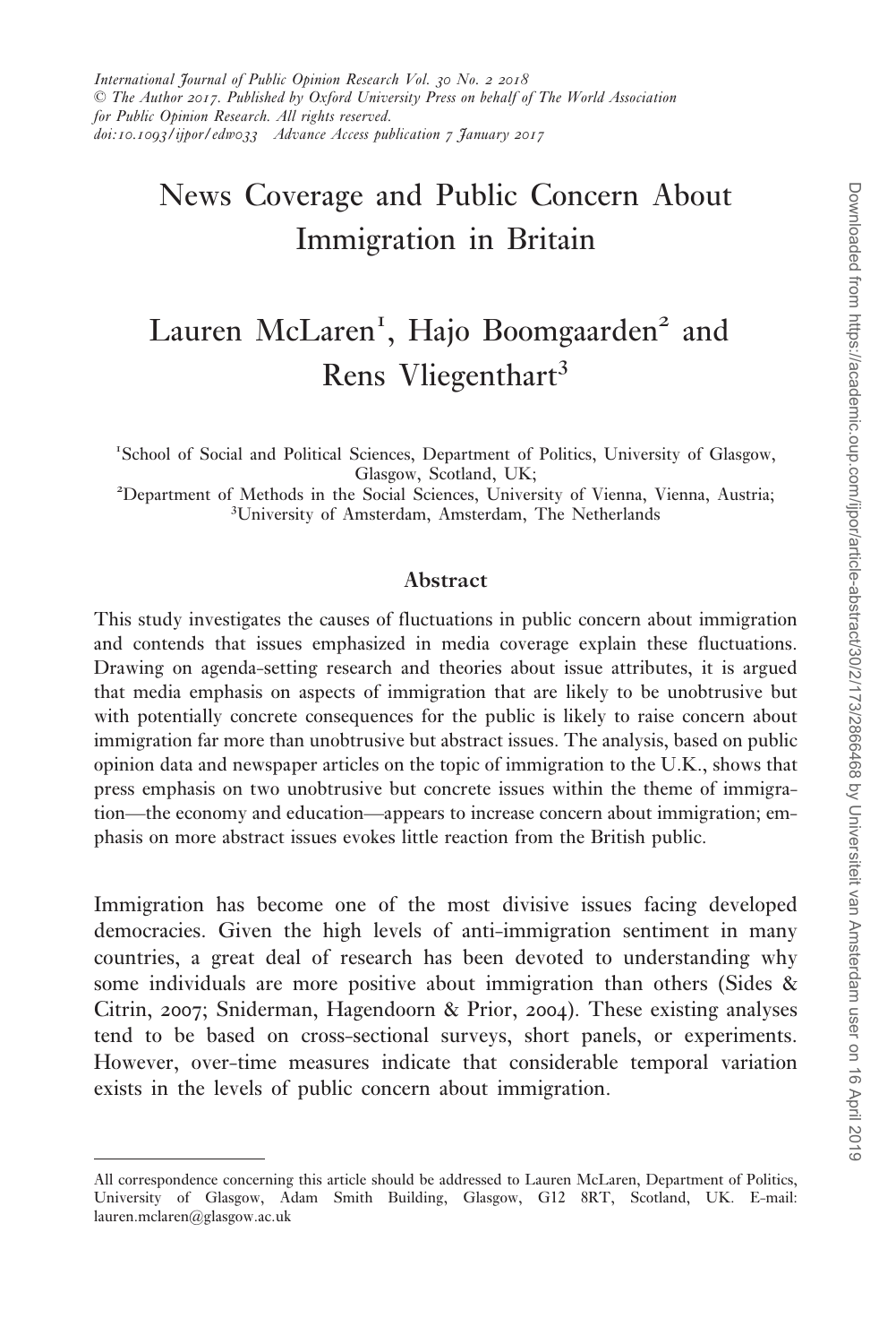# News Coverage and Public Concern About Immigration in Britain

## Lauren McLaren[1], Hajo Boomgaarden[2] and Rens Vliegenthart[3]

[1]School of Social and Political Sciences, Department of Politics, University of Glasgow, Glasgow, Scotland, UK;
[2]Department of Methods in the Social Sciences, University of Vienna, Vienna, Austria;
[3]University of Amsterdam, Amsterdam, The Netherlands

### Abstract

This study investigates the causes of fluctuations in public concern about immigration and contends that issues emphasized in media coverage explain these fluctuations. Drawing on agenda-setting research and theories about issue attributes, it is argued that media emphasis on aspects of immigration that are likely to be unobtrusive but with potentially concrete consequences for the public is likely to raise concern about immigration far more than unobtrusive but abstract issues. The analysis, based on public opinion data and newspaper articles on the topic of immigration to the U.K., shows that press emphasis on two unobtrusive but concrete issues within the theme of immigration—the economy and education—appears to increase concern about immigration; emphasis on more abstract issues evokes little reaction from the British public.

Immigration has become one of the most divisive issues facing developed democracies. Given the high levels of anti-immigration sentiment in many countries, a great deal of research has been devoted to understanding why some individuals are more positive about immigration than others (Sides & Citrin, 2007; Sniderman, Hagendoorn & Prior, 2004). These existing analyses tend to be based on cross-sectional surveys, short panels, or experiments. However, over-time measures indicate that considerable temporal variation exists in the levels of public concern about immigration.

---

All correspondence concerning this article should be addressed to Lauren McLaren, Department of Politics, University of Glasgow, Adam Smith Building, Glasgow, G12 8RT, Scotland, UK. E-mail: lauren.mclaren@glasgow.ac.uk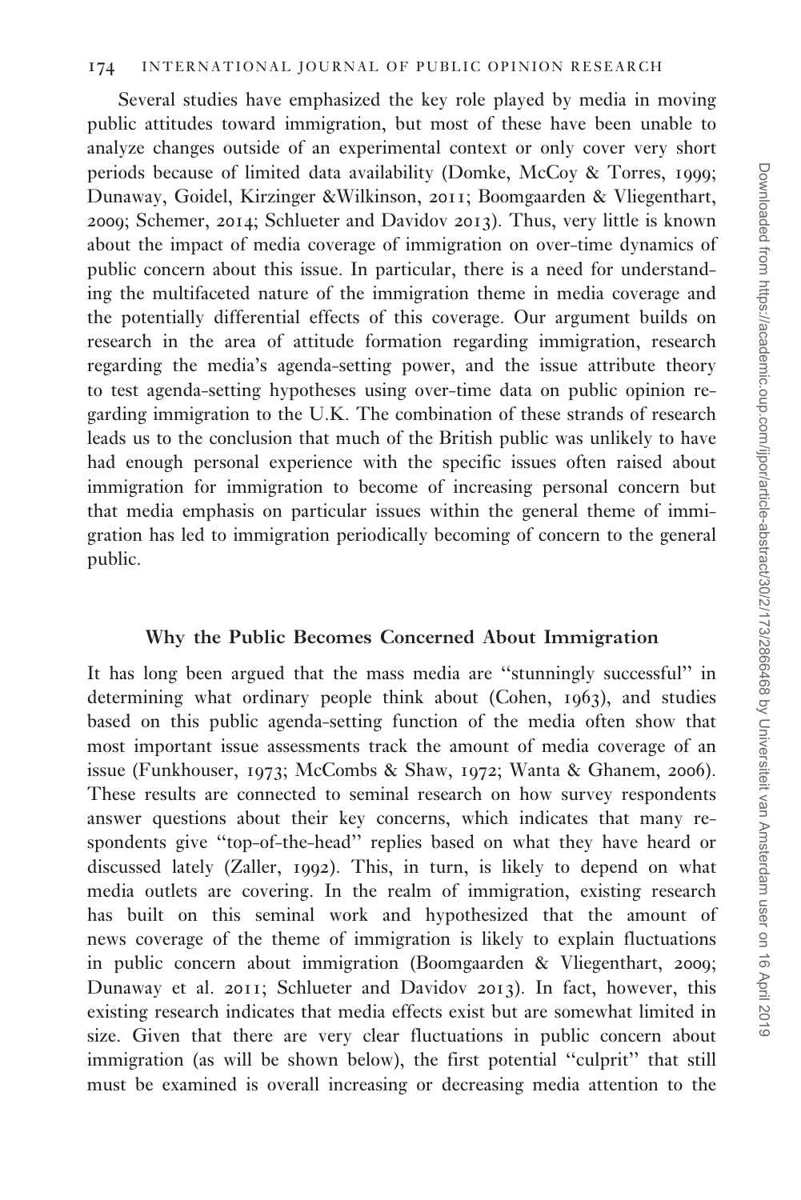Several studies have emphasized the key role played by media in moving public attitudes toward immigration, but most of these have been unable to analyze changes outside of an experimental context or only cover very short periods because of limited data availability (Domke, McCoy & Torres, 1999; Dunaway, Goidel, Kirzinger &Wilkinson, 2011; Boomgaarden & Vliegenthart, 2009; Schemer, 2014; Schlueter and Davidov 2013). Thus, very little is known about the impact of media coverage of immigration on over-time dynamics of public concern about this issue. In particular, there is a need for understanding the multifaceted nature of the immigration theme in media coverage and the potentially differential effects of this coverage. Our argument builds on research in the area of attitude formation regarding immigration, research regarding the media's agenda-setting power, and the issue attribute theory to test agenda-setting hypotheses using over-time data on public opinion regarding immigration to the U.K. The combination of these strands of research leads us to the conclusion that much of the British public was unlikely to have had enough personal experience with the specific issues often raised about immigration for immigration to become of increasing personal concern but that media emphasis on particular issues within the general theme of immigration has led to immigration periodically becoming of concern to the general public.

## Why the Public Becomes Concerned About Immigration

It has long been argued that the mass media are "stunningly successful" in determining what ordinary people think about (Cohen, 1963), and studies based on this public agenda-setting function of the media often show that most important issue assessments track the amount of media coverage of an issue (Funkhouser, 1973; McCombs & Shaw, 1972; Wanta & Ghanem, 2006). These results are connected to seminal research on how survey respondents answer questions about their key concerns, which indicates that many respondents give "top-of-the-head" replies based on what they have heard or discussed lately (Zaller, 1992). This, in turn, is likely to depend on what media outlets are covering. In the realm of immigration, existing research has built on this seminal work and hypothesized that the amount of news coverage of the theme of immigration is likely to explain fluctuations in public concern about immigration (Boomgaarden & Vliegenthart, 2009; Dunaway et al. 2011; Schlueter and Davidov 2013). In fact, however, this existing research indicates that media effects exist but are somewhat limited in size. Given that there are very clear fluctuations in public concern about immigration (as will be shown below), the first potential "culprit" that still must be examined is overall increasing or decreasing media attention to the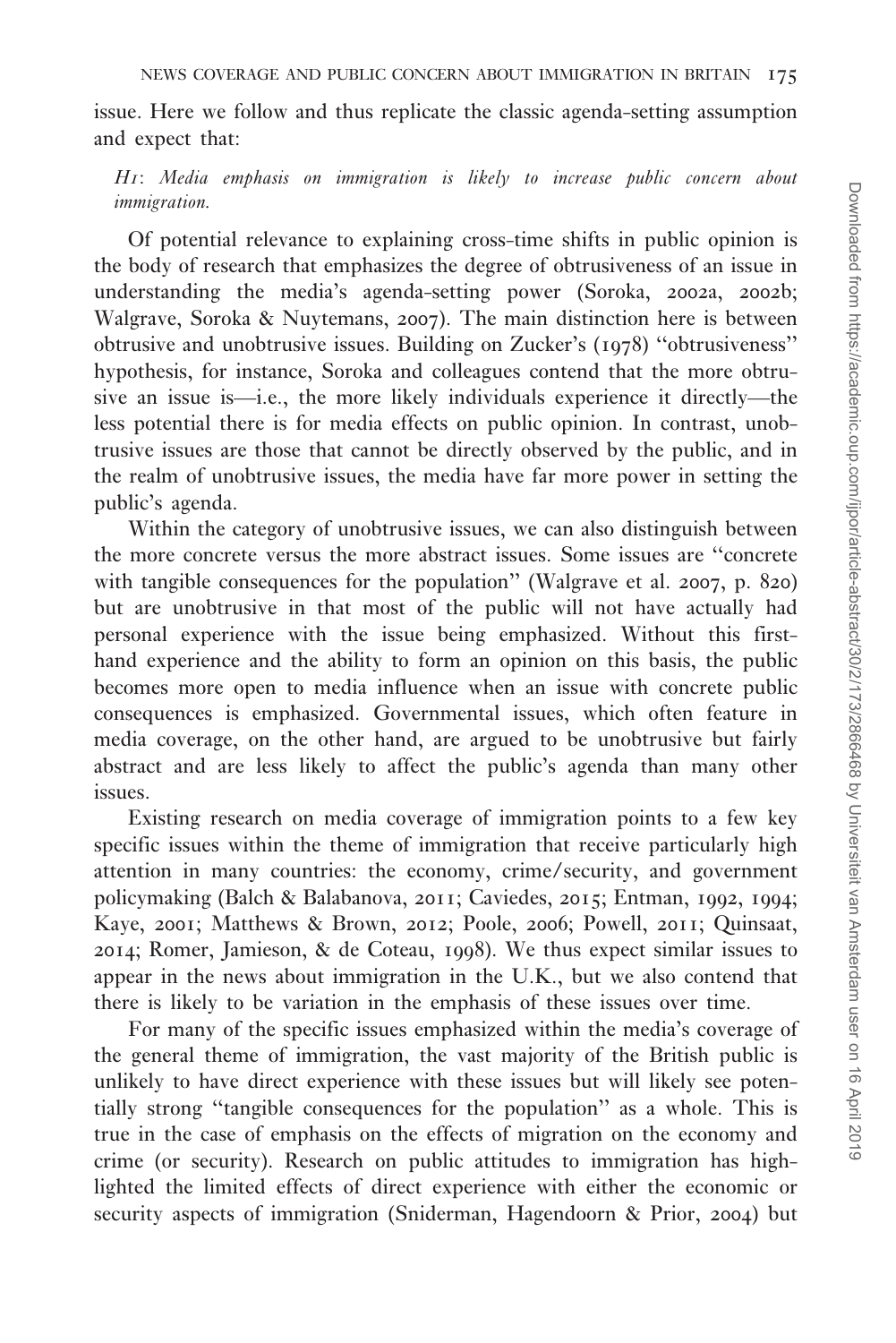issue. Here we follow and thus replicate the classic agenda-setting assumption and expect that:

> *H1: Media emphasis on immigration is likely to increase public concern about immigration.*

Of potential relevance to explaining cross-time shifts in public opinion is the body of research that emphasizes the degree of obtrusiveness of an issue in understanding the media's agenda-setting power (Soroka, 2002a, 2002b; Walgrave, Soroka & Nuytemans, 2007). The main distinction here is between obtrusive and unobtrusive issues. Building on Zucker's (1978) "obtrusiveness" hypothesis, for instance, Soroka and colleagues contend that the more obtrusive an issue is—i.e., the more likely individuals experience it directly—the less potential there is for media effects on public opinion. In contrast, unobtrusive issues are those that cannot be directly observed by the public, and in the realm of unobtrusive issues, the media have far more power in setting the public's agenda.

Within the category of unobtrusive issues, we can also distinguish between the more concrete versus the more abstract issues. Some issues are "concrete with tangible consequences for the population" (Walgrave et al. 2007, p. 820) but are unobtrusive in that most of the public will not have actually had personal experience with the issue being emphasized. Without this first-hand experience and the ability to form an opinion on this basis, the public becomes more open to media influence when an issue with concrete public consequences is emphasized. Governmental issues, which often feature in media coverage, on the other hand, are argued to be unobtrusive but fairly abstract and are less likely to affect the public's agenda than many other issues.

Existing research on media coverage of immigration points to a few key specific issues within the theme of immigration that receive particularly high attention in many countries: the economy, crime/security, and government policymaking (Balch & Balabanova, 2011; Caviedes, 2015; Entman, 1992, 1994; Kaye, 2001; Matthews & Brown, 2012; Poole, 2006; Powell, 2011; Quinsaat, 2014; Romer, Jamieson, & de Coteau, 1998). We thus expect similar issues to appear in the news about immigration in the U.K., but we also contend that there is likely to be variation in the emphasis of these issues over time.

For many of the specific issues emphasized within the media's coverage of the general theme of immigration, the vast majority of the British public is unlikely to have direct experience with these issues but will likely see potentially strong "tangible consequences for the population" as a whole. This is true in the case of emphasis on the effects of migration on the economy and crime (or security). Research on public attitudes to immigration has highlighted the limited effects of direct experience with either the economic or security aspects of immigration (Sniderman, Hagendoorn & Prior, 2004) but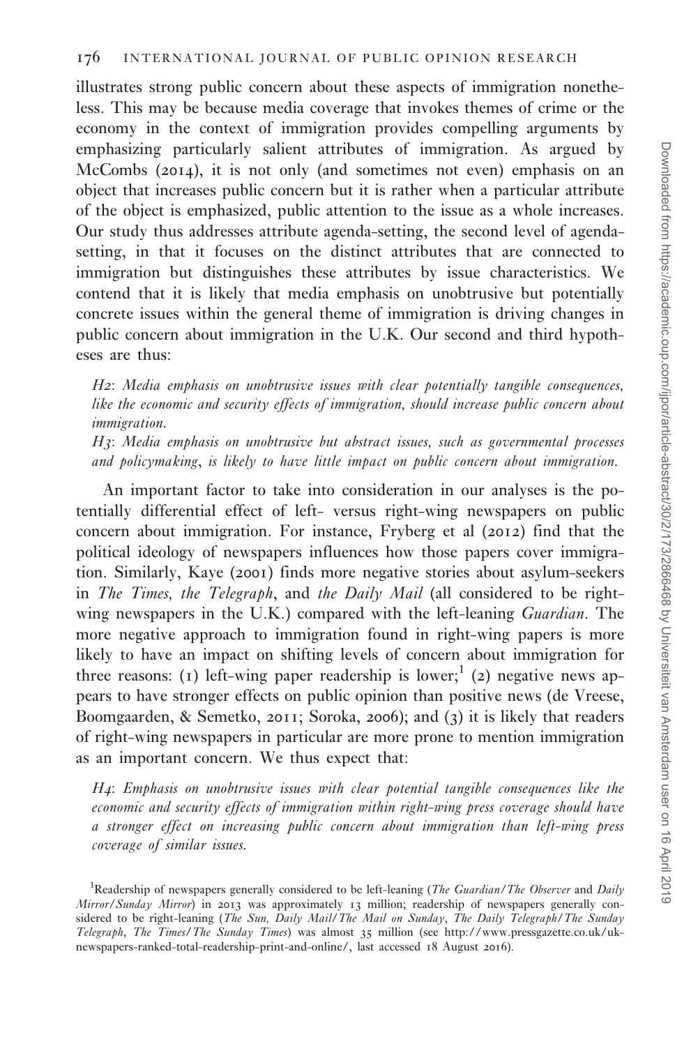illustrates strong public concern about these aspects of immigration nonetheless. This may be because media coverage that invokes themes of crime or the economy in the context of immigration provides compelling arguments by emphasizing particularly salient attributes of immigration. As argued by McCombs (2014), it is not only (and sometimes not even) emphasis on an object that increases public concern but it is rather when a particular attribute of the object is emphasized, public attention to the issue as a whole increases. Our study thus addresses attribute agenda-setting, the second level of agenda-setting, in that it focuses on the distinct attributes that are connected to immigration but distinguishes these attributes by issue characteristics. We contend that it is likely that media emphasis on unobtrusive but potentially concrete issues within the general theme of immigration is driving changes in public concern about immigration in the U.K. Our second and third hypotheses are thus:

*H2*: *Media emphasis on unobtrusive issues with clear potentially tangible consequences, like the economic and security effects of immigration, should increase public concern about immigration.*

*H3*: *Media emphasis on unobtrusive but abstract issues, such as governmental processes and policymaking, is likely to have little impact on public concern about immigration.*

An important factor to take into consideration in our analyses is the potentially differential effect of left- versus right-wing newspapers on public concern about immigration. For instance, Fryberg et al (2012) find that the political ideology of newspapers influences how those papers cover immigration. Similarly, Kaye (2001) finds more negative stories about asylum-seekers in *The Times, the Telegraph*, and *the Daily Mail* (all considered to be right-wing newspapers in the U.K.) compared with the left-leaning *Guardian*. The more negative approach to immigration found in right-wing papers is more likely to have an impact on shifting levels of concern about immigration for three reasons: (1) left-wing paper readership is lower;[1] (2) negative news appears to have stronger effects on public opinion than positive news (de Vreese, Boomgaarden, & Semetko, 2011; Soroka, 2006); and (3) it is likely that readers of right-wing newspapers in particular are more prone to mention immigration as an important concern. We thus expect that:

*H4*: *Emphasis on unobtrusive issues with clear potential tangible consequences like the economic and security effects of immigration within right-wing press coverage should have a stronger effect on increasing public concern about immigration than left-wing press coverage of similar issues.*

[1]Readership of newspapers generally considered to be left-leaning (*The Guardian/The Observer* and *Daily Mirror/Sunday Mirror*) in 2013 was approximately 13 million; readership of newspapers generally considered to be right-leaning (*The Sun, Daily Mail/The Mail on Sunday*, *The Daily Telegraph/The Sunday Telegraph*, *The Times/The Sunday Times*) was almost 35 million (see http://www.pressgazette.co.uk/uk-newspapers-ranked-total-readership-print-and-online/, last accessed 18 August 2016).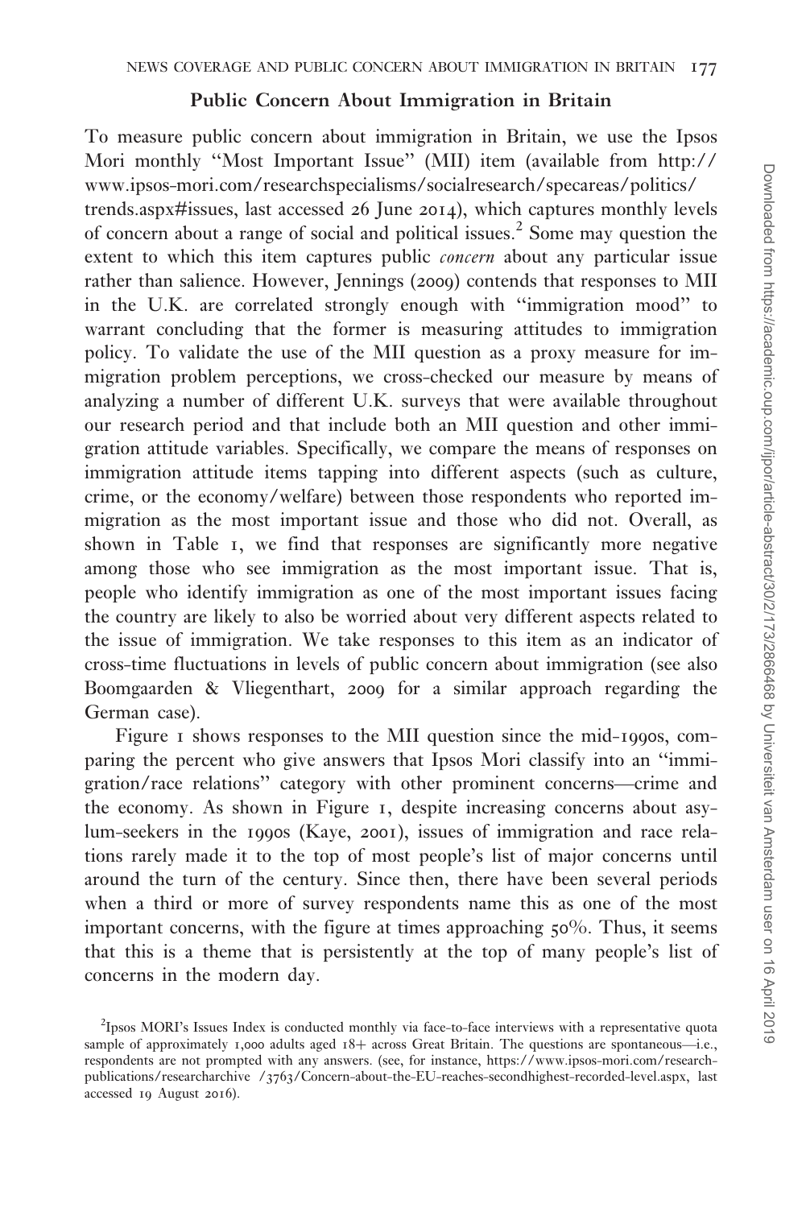## Public Concern About Immigration in Britain

To measure public concern about immigration in Britain, we use the Ipsos Mori monthly "Most Important Issue" (MII) item (available from http://www.ipsos-mori.com/researchspecialisms/socialresearch/specareas/politics/trends.aspx#issues, last accessed 26 June 2014), which captures monthly levels of concern about a range of social and political issues.[2] Some may question the extent to which this item captures public *concern* about any particular issue rather than salience. However, Jennings (2009) contends that responses to MII in the U.K. are correlated strongly enough with "immigration mood" to warrant concluding that the former is measuring attitudes to immigration policy. To validate the use of the MII question as a proxy measure for immigration problem perceptions, we cross-checked our measure by means of analyzing a number of different U.K. surveys that were available throughout our research period and that include both an MII question and other immigration attitude variables. Specifically, we compare the means of responses on immigration attitude items tapping into different aspects (such as culture, crime, or the economy/welfare) between those respondents who reported immigration as the most important issue and those who did not. Overall, as shown in Table 1, we find that responses are significantly more negative among those who see immigration as the most important issue. That is, people who identify immigration as one of the most important issues facing the country are likely to also be worried about very different aspects related to the issue of immigration. We take responses to this item as an indicator of cross-time fluctuations in levels of public concern about immigration (see also Boomgaarden & Vliegenthart, 2009 for a similar approach regarding the German case).

Figure 1 shows responses to the MII question since the mid-1990s, comparing the percent who give answers that Ipsos Mori classify into an "immigration/race relations" category with other prominent concerns—crime and the economy. As shown in Figure 1, despite increasing concerns about asylum-seekers in the 1990s (Kaye, 2001), issues of immigration and race relations rarely made it to the top of most people's list of major concerns until around the turn of the century. Since then, there have been several periods when a third or more of survey respondents name this as one of the most important concerns, with the figure at times approaching 50%. Thus, it seems that this is a theme that is persistently at the top of many people's list of concerns in the modern day.

[2]Ipsos MORI's Issues Index is conducted monthly via face-to-face interviews with a representative quota sample of approximately 1,000 adults aged 18+ across Great Britain. The questions are spontaneous—i.e., respondents are not prompted with any answers. (see, for instance, https://www.ipsos-mori.com/researchpublications/researcharchive /3763/Concern-about-the-EU-reaches-secondhighest-recorded-level.aspx, last accessed 19 August 2016).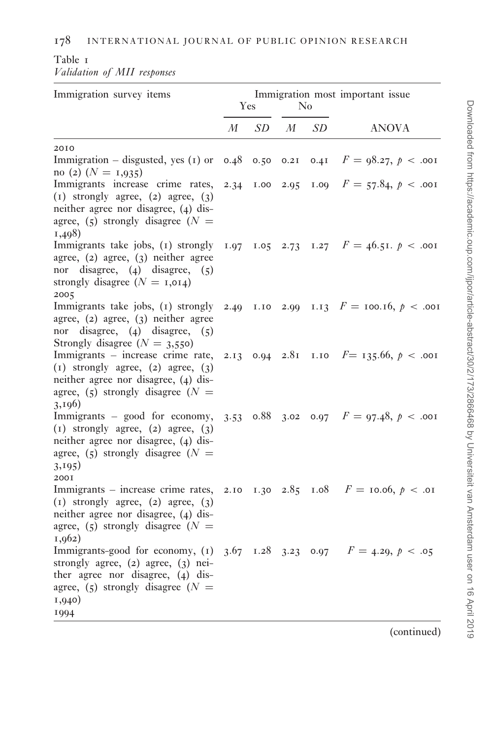Table 1
*Validation of MII responses*

| Immigration survey items | Immigration most important issue | | | | |
|---|---|---|---|---|---|
| | Yes | | No | | |
| | *M* | *SD* | *M* | *SD* | ANOVA |
| 2010 | | | | | |
| Immigration – disgusted, yes (1) or no (2) ($N = 1{,}935$) | 0.48 | 0.50 | 0.21 | 0.41 | $F = 98.27$, $p < .001$ |
| Immigrants increase crime rates, (1) strongly agree, (2) agree, (3) neither agree nor disagree, (4) disagree, (5) strongly disagree ($N = 1{,}498$) | 2.34 | 1.00 | 2.95 | 1.09 | $F = 57.84$, $p < .001$ |
| Immigrants take jobs, (1) strongly agree, (2) agree, (3) neither agree nor disagree, (4) disagree, (5) strongly disagree ($N = 1{,}014$) | 1.97 | 1.05 | 2.73 | 1.27 | $F = 46.51$. $p < .001$ |
| 2005 | | | | | |
| Immigrants take jobs, (1) strongly agree, (2) agree, (3) neither agree nor disagree, (4) disagree, (5) Strongly disagree ($N = 3{,}550$) | 2.49 | 1.10 | 2.99 | 1.13 | $F = 100.16$, $p < .001$ |
| Immigrants – increase crime rate, (1) strongly agree, (2) agree, (3) neither agree nor disagree, (4) disagree, (5) strongly disagree ($N = 3{,}196$) | 2.13 | 0.94 | 2.81 | 1.10 | $F = 135.66$, $p < .001$ |
| Immigrants – good for economy, (1) strongly agree, (2) agree, (3) neither agree nor disagree, (4) disagree, (5) strongly disagree ($N = 3{,}195$) | 3.53 | 0.88 | 3.02 | 0.97 | $F = 97.48$, $p < .001$ |
| 2001 | | | | | |
| Immigrants – increase crime rates, (1) strongly agree, (2) agree, (3) neither agree nor disagree, (4) disagree, (5) strongly disagree ($N = 1{,}962$) | 2.10 | 1.30 | 2.85 | 1.08 | $F = 10.06$, $p < .01$ |
| Immigrants-good for economy, (1) strongly agree, (2) agree, (3) neither agree nor disagree, (4) disagree, (5) strongly disagree ($N = 1{,}940$) | 3.67 | 1.28 | 3.23 | 0.97 | $F = 4.29$, $p < .05$ |
| 1994 | | | | | |

(continued)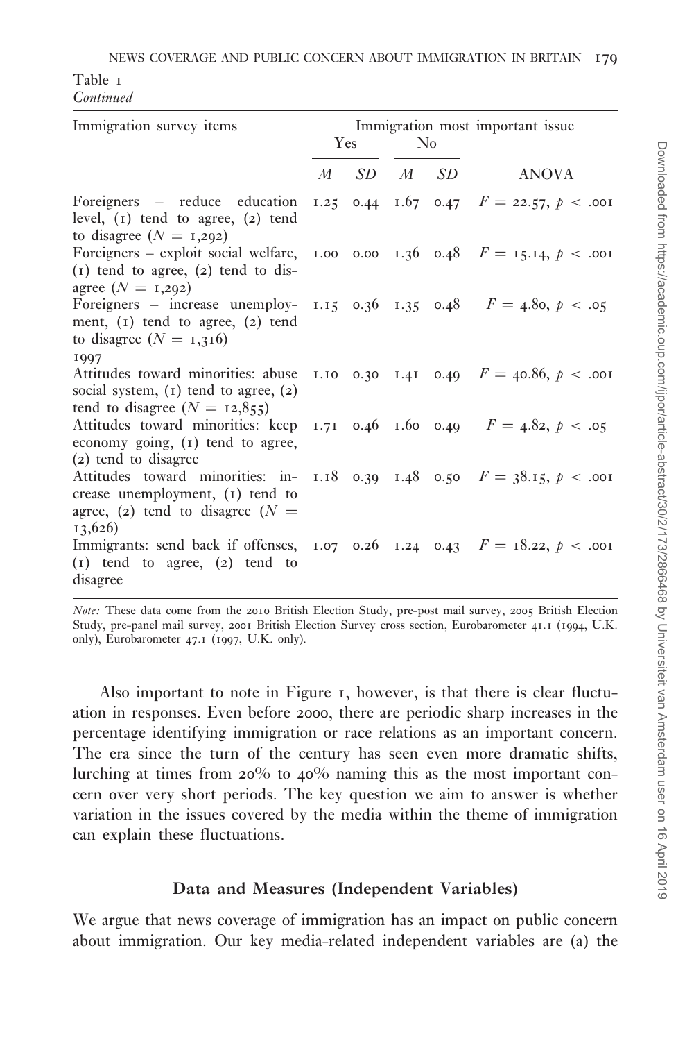Table 1
*Continued*

| Immigration survey items | Immigration most important issue | | | | |
|---|---|---|---|---|---|
| | Yes | | No | | |
| | *M* | *SD* | *M* | *SD* | ANOVA |
| Foreigners – reduce education level, (1) tend to agree, (2) tend to disagree ($N = 1{,}292$) | 1.25 | 0.44 | 1.67 | 0.47 | $F = 22.57, p < .001$ |
| Foreigners – exploit social welfare, (1) tend to agree, (2) tend to disagree ($N = 1{,}292$) | 1.00 | 0.00 | 1.36 | 0.48 | $F = 15.14, p < .001$ |
| Foreigners – increase unemployment, (1) tend to agree, (2) tend to disagree ($N = 1{,}316$) | 1.15 | 0.36 | 1.35 | 0.48 | $F = 4.80, p < .05$ |
| 1997 | | | | | |
| Attitudes toward minorities: abuse social system, (1) tend to agree, (2) tend to disagree ($N = 12{,}855$) | 1.10 | 0.30 | 1.41 | 0.49 | $F = 40.86, p < .001$ |
| Attitudes toward minorities: keep economy going, (1) tend to agree, (2) tend to disagree | 1.71 | 0.46 | 1.60 | 0.49 | $F = 4.82, p < .05$ |
| Attitudes toward minorities: increase unemployment, (1) tend to agree, (2) tend to disagree ($N = 13{,}626$) | 1.18 | 0.39 | 1.48 | 0.50 | $F = 38.15, p < .001$ |
| Immigrants: send back if offenses, (1) tend to agree, (2) tend to disagree | 1.07 | 0.26 | 1.24 | 0.43 | $F = 18.22, p < .001$ |

*Note:* These data come from the 2010 British Election Study, pre-post mail survey, 2005 British Election Study, pre-panel mail survey, 2001 British Election Survey cross section, Eurobarometer 41.1 (1994, U.K. only), Eurobarometer 47.1 (1997, U.K. only).

Also important to note in Figure 1, however, is that there is clear fluctuation in responses. Even before 2000, there are periodic sharp increases in the percentage identifying immigration or race relations as an important concern. The era since the turn of the century has seen even more dramatic shifts, lurching at times from 20% to 40% naming this as the most important concern over very short periods. The key question we aim to answer is whether variation in the issues covered by the media within the theme of immigration can explain these fluctuations.

## Data and Measures (Independent Variables)

We argue that news coverage of immigration has an impact on public concern about immigration. Our key media-related independent variables are (a) the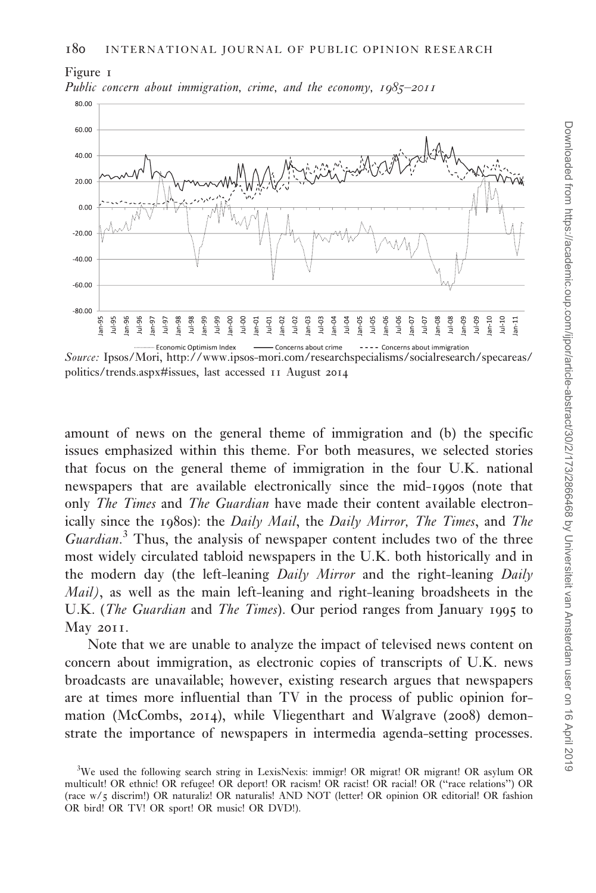Figure 1

*Public concern about immigration, crime, and the economy, 1985–2011*

*Source:* Ipsos/Mori, http://www.ipsos-mori.com/researchspecialisms/socialresearch/specareas/politics/trends.aspx#issues, last accessed 11 August 2014

amount of news on the general theme of immigration and (b) the specific issues emphasized within this theme. For both measures, we selected stories that focus on the general theme of immigration in the four U.K. national newspapers that are available electronically since the mid-1990s (note that only *The Times* and *The Guardian* have made their content available electronically since the 1980s): the *Daily Mail*, the *Daily Mirror, The Times*, and *The Guardian*.[3] Thus, the analysis of newspaper content includes two of the three most widely circulated tabloid newspapers in the U.K. both historically and in the modern day (the left-leaning *Daily Mirror* and the right-leaning *Daily Mail)*, as well as the main left-leaning and right-leaning broadsheets in the U.K. (*The Guardian* and *The Times*). Our period ranges from January 1995 to May 2011.

Note that we are unable to analyze the impact of televised news content on concern about immigration, as electronic copies of transcripts of U.K. news broadcasts are unavailable; however, existing research argues that newspapers are at times more influential than TV in the process of public opinion formation (McCombs, 2014), while Vliegenthart and Walgrave (2008) demonstrate the importance of newspapers in intermedia agenda-setting processes.

[3]We used the following search string in LexisNexis: immigr! OR migrat! OR migrant! OR asylum OR multicult! OR ethnic! OR refugee! OR deport! OR racism! OR racist! OR racial! OR ("race relations") OR (race w/5 discrim!) OR naturaliz! OR naturalis! AND NOT (letter! OR opinion OR editorial! OR fashion OR bird! OR TV! OR sport! OR music! OR DVD!).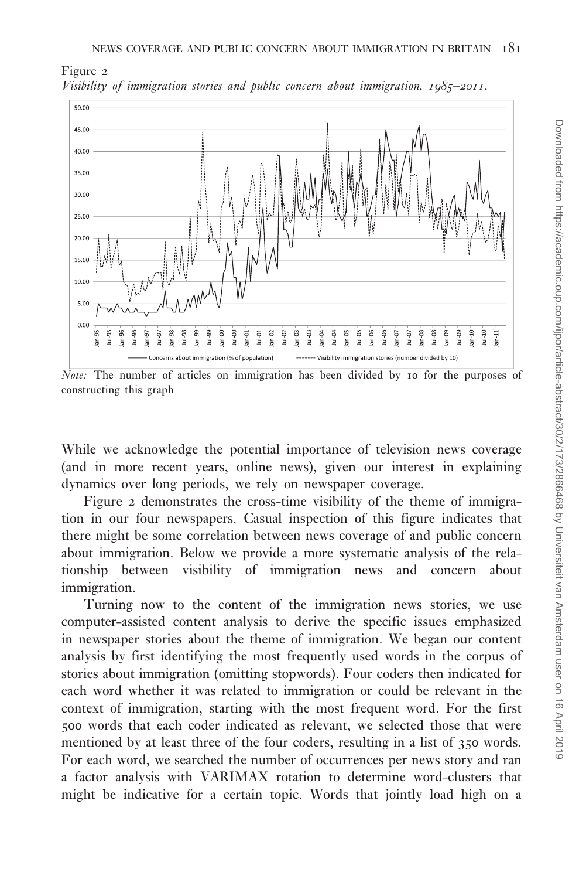Figure 2

*Visibility of immigration stories and public concern about immigration, 1985–2011.*

*Note:* The number of articles on immigration has been divided by 10 for the purposes of constructing this graph

While we acknowledge the potential importance of television news coverage (and in more recent years, online news), given our interest in explaining dynamics over long periods, we rely on newspaper coverage.

Figure 2 demonstrates the cross-time visibility of the theme of immigration in our four newspapers. Casual inspection of this figure indicates that there might be some correlation between news coverage of and public concern about immigration. Below we provide a more systematic analysis of the relationship between visibility of immigration news and concern about immigration.

Turning now to the content of the immigration news stories, we use computer-assisted content analysis to derive the specific issues emphasized in newspaper stories about the theme of immigration. We began our content analysis by first identifying the most frequently used words in the corpus of stories about immigration (omitting stopwords). Four coders then indicated for each word whether it was related to immigration or could be relevant in the context of immigration, starting with the most frequent word. For the first 500 words that each coder indicated as relevant, we selected those that were mentioned by at least three of the four coders, resulting in a list of 350 words. For each word, we searched the number of occurrences per news story and ran a factor analysis with VARIMAX rotation to determine word-clusters that might be indicative for a certain topic. Words that jointly load high on a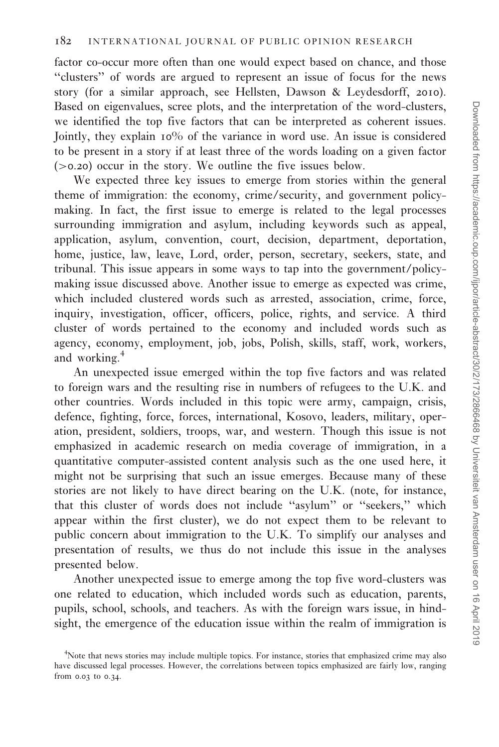factor co-occur more often than one would expect based on chance, and those "clusters" of words are argued to represent an issue of focus for the news story (for a similar approach, see Hellsten, Dawson & Leydesdorff, 2010). Based on eigenvalues, scree plots, and the interpretation of the word-clusters, we identified the top five factors that can be interpreted as coherent issues. Jointly, they explain 10% of the variance in word use. An issue is considered to be present in a story if at least three of the words loading on a given factor (>0.20) occur in the story. We outline the five issues below.

We expected three key issues to emerge from stories within the general theme of immigration: the economy, crime/security, and government policy-making. In fact, the first issue to emerge is related to the legal processes surrounding immigration and asylum, including keywords such as appeal, application, asylum, convention, court, decision, department, deportation, home, justice, law, leave, Lord, order, person, secretary, seekers, state, and tribunal. This issue appears in some ways to tap into the government/policy-making issue discussed above. Another issue to emerge as expected was crime, which included clustered words such as arrested, association, crime, force, inquiry, investigation, officer, officers, police, rights, and service. A third cluster of words pertained to the economy and included words such as agency, economy, employment, job, jobs, Polish, skills, staff, work, workers, and working.[4]

An unexpected issue emerged within the top five factors and was related to foreign wars and the resulting rise in numbers of refugees to the U.K. and other countries. Words included in this topic were army, campaign, crisis, defence, fighting, force, forces, international, Kosovo, leaders, military, operation, president, soldiers, troops, war, and western. Though this issue is not emphasized in academic research on media coverage of immigration, in a quantitative computer-assisted content analysis such as the one used here, it might not be surprising that such an issue emerges. Because many of these stories are not likely to have direct bearing on the U.K. (note, for instance, that this cluster of words does not include "asylum" or "seekers," which appear within the first cluster), we do not expect them to be relevant to public concern about immigration to the U.K. To simplify our analyses and presentation of results, we thus do not include this issue in the analyses presented below.

Another unexpected issue to emerge among the top five word-clusters was one related to education, which included words such as education, parents, pupils, school, schools, and teachers. As with the foreign wars issue, in hindsight, the emergence of the education issue within the realm of immigration is

[4]Note that news stories may include multiple topics. For instance, stories that emphasized crime may also have discussed legal processes. However, the correlations between topics emphasized are fairly low, ranging from 0.03 to 0.34.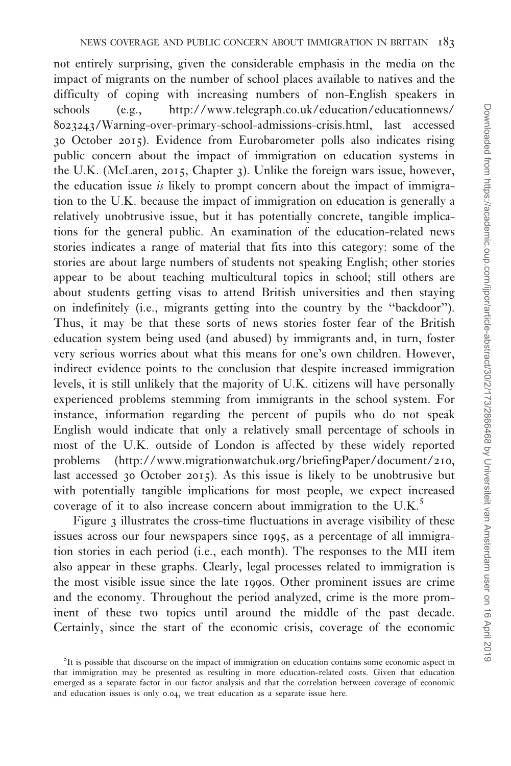not entirely surprising, given the considerable emphasis in the media on the impact of migrants on the number of school places available to natives and the difficulty of coping with increasing numbers of non-English speakers in schools (e.g., http://www.telegraph.co.uk/education/educationnews/8023243/Warning-over-primary-school-admissions-crisis.html, last accessed 30 October 2015). Evidence from Eurobarometer polls also indicates rising public concern about the impact of immigration on education systems in the U.K. (McLaren, 2015, Chapter 3). Unlike the foreign wars issue, however, the education issue *is* likely to prompt concern about the impact of immigration to the U.K. because the impact of immigration on education is generally a relatively unobtrusive issue, but it has potentially concrete, tangible implications for the general public. An examination of the education-related news stories indicates a range of material that fits into this category: some of the stories are about large numbers of students not speaking English; other stories appear to be about teaching multicultural topics in school; still others are about students getting visas to attend British universities and then staying on indefinitely (i.e., migrants getting into the country by the "backdoor"). Thus, it may be that these sorts of news stories foster fear of the British education system being used (and abused) by immigrants and, in turn, foster very serious worries about what this means for one's own children. However, indirect evidence points to the conclusion that despite increased immigration levels, it is still unlikely that the majority of U.K. citizens will have personally experienced problems stemming from immigrants in the school system. For instance, information regarding the percent of pupils who do not speak English would indicate that only a relatively small percentage of schools in most of the U.K. outside of London is affected by these widely reported problems (http://www.migrationwatchuk.org/briefingPaper/document/210, last accessed 30 October 2015). As this issue is likely to be unobtrusive but with potentially tangible implications for most people, we expect increased coverage of it to also increase concern about immigration to the U.K.[5]

Figure 3 illustrates the cross-time fluctuations in average visibility of these issues across our four newspapers since 1995, as a percentage of all immigration stories in each period (i.e., each month). The responses to the MII item also appear in these graphs. Clearly, legal processes related to immigration is the most visible issue since the late 1990s. Other prominent issues are crime and the economy. Throughout the period analyzed, crime is the more prominent of these two topics until around the middle of the past decade. Certainly, since the start of the economic crisis, coverage of the economic

[5]It is possible that discourse on the impact of immigration on education contains some economic aspect in that immigration may be presented as resulting in more education-related costs. Given that education emerged as a separate factor in our factor analysis and that the correlation between coverage of economic and education issues is only 0.04, we treat education as a separate issue here.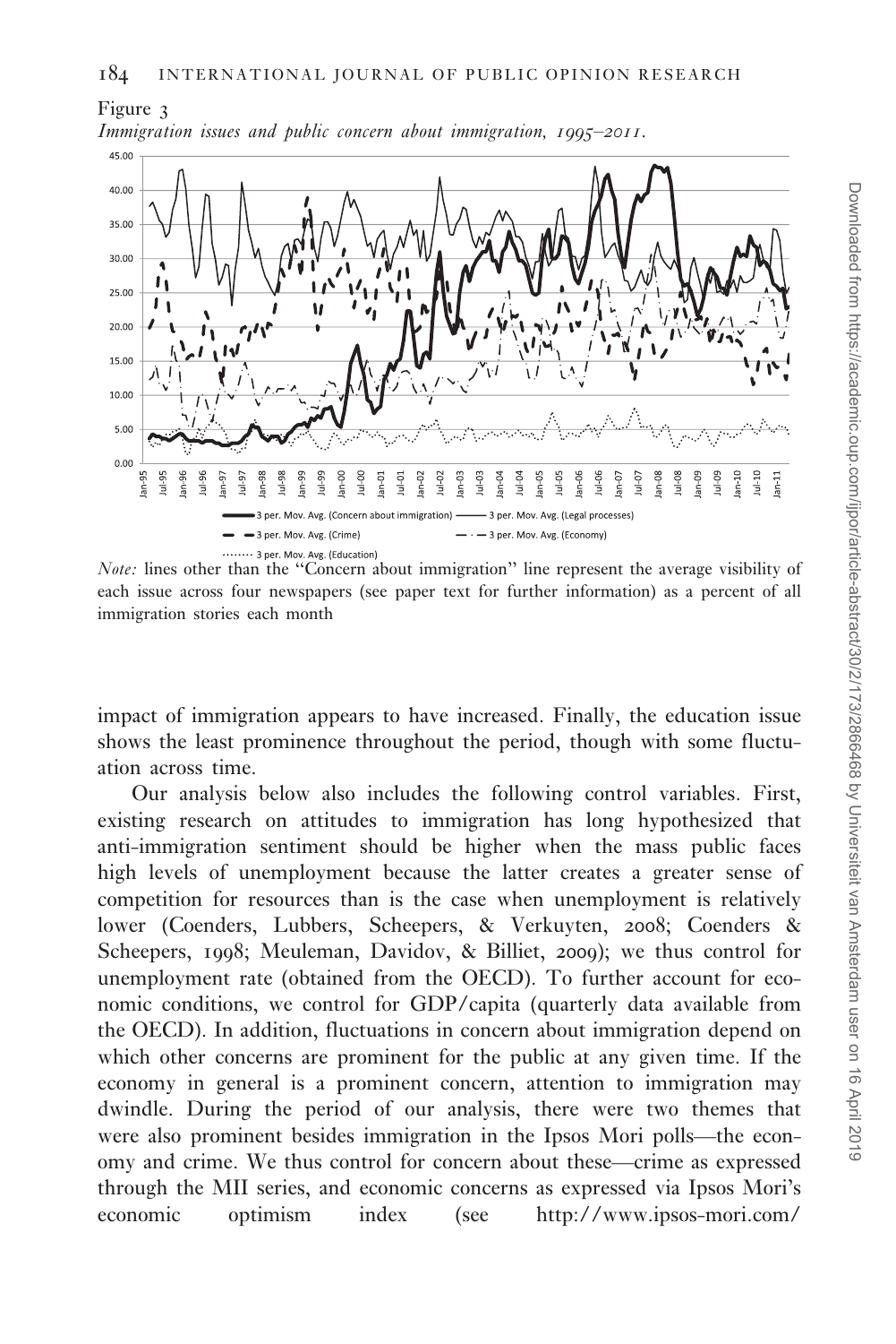Figure 3

*Immigration issues and public concern about immigration, 1995–2011.*

*Note:* lines other than the "Concern about immigration" line represent the average visibility of each issue across four newspapers (see paper text for further information) as a percent of all immigration stories each month

impact of immigration appears to have increased. Finally, the education issue shows the least prominence throughout the period, though with some fluctuation across time.

Our analysis below also includes the following control variables. First, existing research on attitudes to immigration has long hypothesized that anti-immigration sentiment should be higher when the mass public faces high levels of unemployment because the latter creates a greater sense of competition for resources than is the case when unemployment is relatively lower (Coenders, Lubbers, Scheepers, & Verkuyten, 2008; Coenders & Scheepers, 1998; Meuleman, Davidov, & Billiet, 2009); we thus control for unemployment rate (obtained from the OECD). To further account for economic conditions, we control for GDP/capita (quarterly data available from the OECD). In addition, fluctuations in concern about immigration depend on which other concerns are prominent for the public at any given time. If the economy in general is a prominent concern, attention to immigration may dwindle. During the period of our analysis, there were two themes that were also prominent besides immigration in the Ipsos Mori polls—the economy and crime. We thus control for concern about these—crime as expressed through the MII series, and economic concerns as expressed via Ipsos Mori's economic optimism index (see http://www.ipsos-mori.com/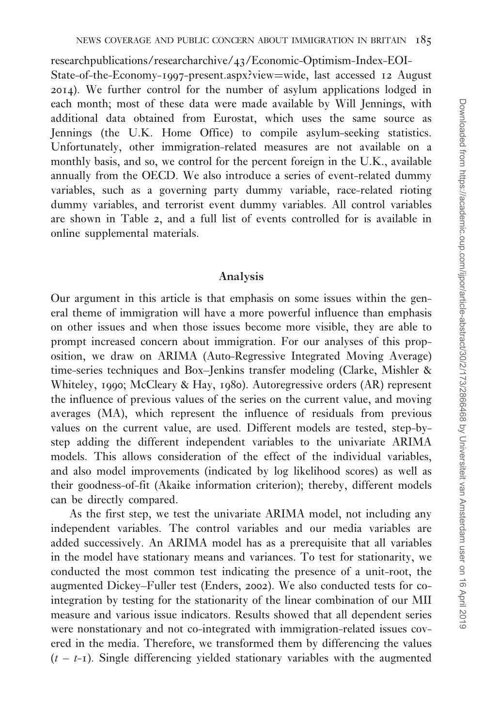researchpublications/researcharchive/43/Economic-Optimism-Index-EOI-State-of-the-Economy-1997-present.aspx?view=wide, last accessed 12 August 2014). We further control for the number of asylum applications lodged in each month; most of these data were made available by Will Jennings, with additional data obtained from Eurostat, which uses the same source as Jennings (the U.K. Home Office) to compile asylum-seeking statistics. Unfortunately, other immigration-related measures are not available on a monthly basis, and so, we control for the percent foreign in the U.K., available annually from the OECD. We also introduce a series of event-related dummy variables, such as a governing party dummy variable, race-related rioting dummy variables, and terrorist event dummy variables. All control variables are shown in Table 2, and a full list of events controlled for is available in online supplemental materials.

## Analysis

Our argument in this article is that emphasis on some issues within the general theme of immigration will have a more powerful influence than emphasis on other issues and when those issues become more visible, they are able to prompt increased concern about immigration. For our analyses of this proposition, we draw on ARIMA (Auto-Regressive Integrated Moving Average) time-series techniques and Box–Jenkins transfer modeling (Clarke, Mishler & Whiteley, 1990; McCleary & Hay, 1980). Autoregressive orders (AR) represent the influence of previous values of the series on the current value, and moving averages (MA), which represent the influence of residuals from previous values on the current value, are used. Different models are tested, step-by-step adding the different independent variables to the univariate ARIMA models. This allows consideration of the effect of the individual variables, and also model improvements (indicated by log likelihood scores) as well as their goodness-of-fit (Akaike information criterion); thereby, different models can be directly compared.

As the first step, we test the univariate ARIMA model, not including any independent variables. The control variables and our media variables are added successively. An ARIMA model has as a prerequisite that all variables in the model have stationary means and variances. To test for stationarity, we conducted the most common test indicating the presence of a unit-root, the augmented Dickey–Fuller test (Enders, 2002). We also conducted tests for co-integration by testing for the stationarity of the linear combination of our MII measure and various issue indicators. Results showed that all dependent series were nonstationary and not co-integrated with immigration-related issues covered in the media. Therefore, we transformed them by differencing the values ($t - t$-1). Single differencing yielded stationary variables with the augmented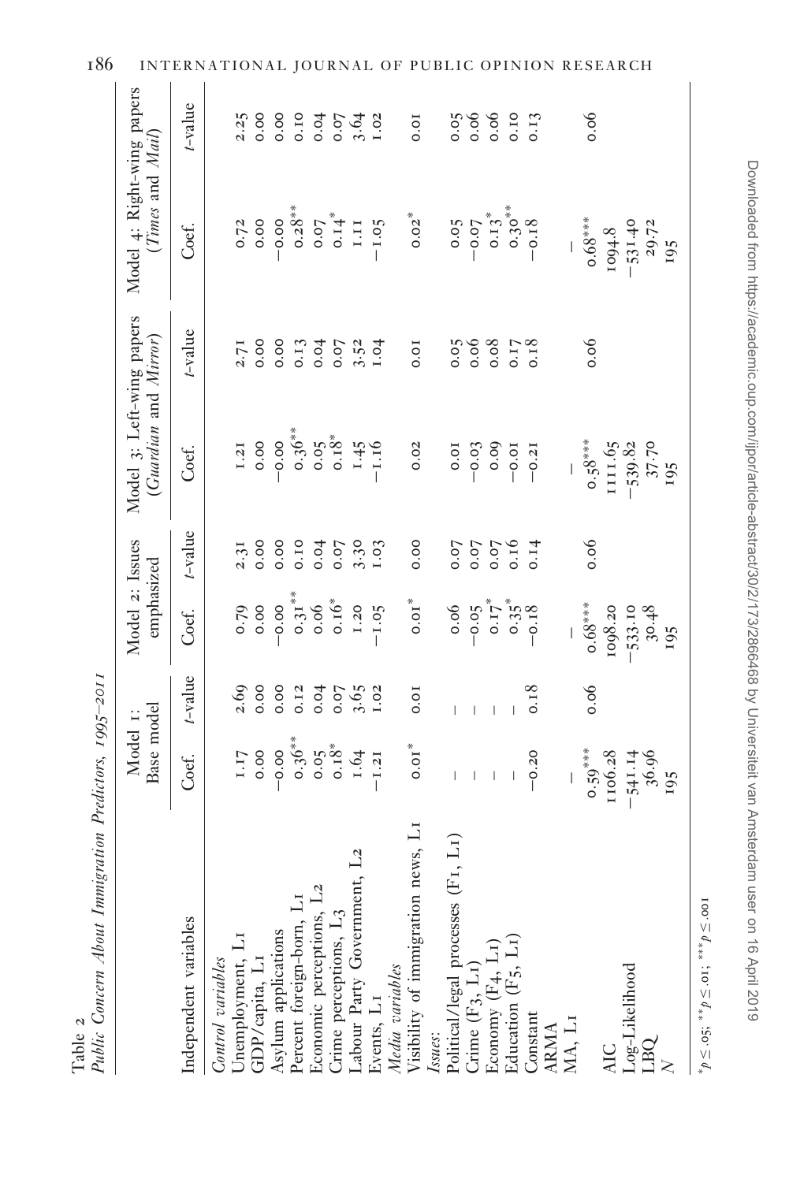Table 2

*Public Concern About Immigration Predictors, 1995–2011*

| Independent variables | Model 1: Base model | | Model 2: Issues emphasized | | Model 3: Left-wing papers (*Guardian* and *Mirror*) | | Model 4: Right-wing papers (*Times* and *Mail*) | |
|---|---|---|---|---|---|---|---|---|
| | Coef. | *t*-value | Coef. | *t*-value | Coef. | *t*-value | Coef. | *t*-value |
| *Control variables* | | | | | | | | |
| Unemployment, L1 | 1.17 | 2.69 | 0.79 | 2.31 | 1.21 | 2.71 | 0.72 | 2.25 |
| GDP/capita, L1 | 0.00 | 0.00 | 0.00 | 0.00 | 0.00 | 0.00 | 0.00 | 0.00 |
| Asylum applications | −0.00 | 0.00 | −0.00 | 0.00 | −0.00 | 0.00 | −0.00 | 0.00 |
| Percent foreign-born, L1 | 0.36** | 0.12 | 0.31** | 0.10 | 0.36** | 0.13 | 0.28** | 0.10 |
| Economic perceptions, L2 | 0.05 | 0.04 | 0.06 | 0.04 | 0.05 | 0.04 | 0.07 | 0.04 |
| Crime perceptions, L3 | 0.18* | 0.07 | 0.16* | 0.07 | 0.18* | 0.07 | 0.14* | 0.07 |
| Labour Party Government, L2 | 1.64 | 3.65 | 1.20 | 3.30 | 1.45 | 3.52 | 1.11 | 3.64 |
| Events, L1 | −1.21 | 1.02 | −1.05 | 1.03 | −1.16 | 1.04 | −1.05 | 1.02 |
| *Media variables* | | | | | | | | |
| Visibility of immigration news, L1 | 0.01* | 0.01 | 0.01* | 0.00 | 0.02 | 0.01 | 0.02* | 0.01 |
| *Issues*: | | | | | | | | |
| Political/legal processes (F1, L1) | – | – | 0.06 | 0.07 | 0.01 | 0.05 | 0.05 | 0.05 |
| Crime (F3, L1) | – | – | −0.05 | 0.07 | −0.03 | 0.06 | −0.07 | 0.06 |
| Economy (F4, L1) | – | – | 0.17* | 0.07 | 0.09 | 0.08 | 0.13* | 0.06 |
| Education (F5, L1) | – | – | 0.35* | 0.16 | −0.01 | 0.17 | 0.30** | 0.10 |
| Constant | −0.20 | 0.18 | −0.18 | 0.14 | −0.21 | 0.18 | −0.18 | 0.13 |
| ARMA | | | | | | | | |
| MA, L1 | – | | – | | – | | – | |
| | 0.59*** | 0.06 | 0.68*** | 0.06 | 0.58*** | 0.06 | 0.68*** | 0.06 |
| AIC | 1106.28 | | 1098.20 | | 1111.65 | | 1094.8 | |
| Log-Likelihood | −541.14 | | −533.10 | | −539.82 | | −531.40 | |
| LBQ | 36.96 | | 30.48 | | 37.70 | | 29.72 | |
| *N* | 195 | | 195 | | 195 | | 195 | |

$^{*}p \leq .05$; $^{**}p \leq .01$; $^{***}p \leq .001$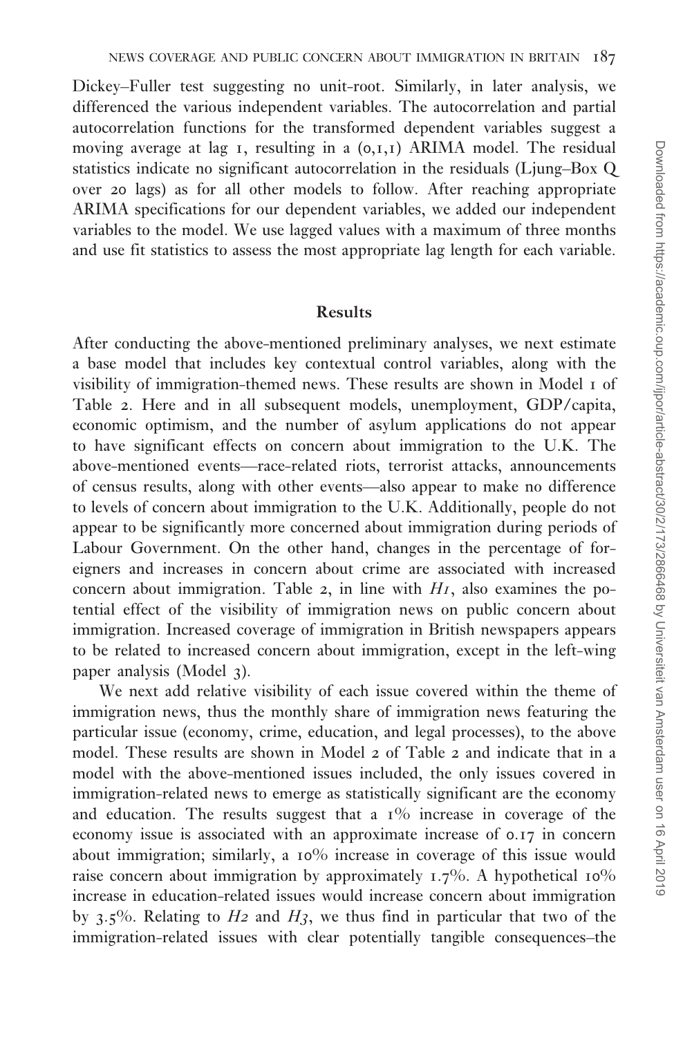Dickey–Fuller test suggesting no unit-root. Similarly, in later analysis, we differenced the various independent variables. The autocorrelation and partial autocorrelation functions for the transformed dependent variables suggest a moving average at lag 1, resulting in a (0,1,1) ARIMA model. The residual statistics indicate no significant autocorrelation in the residuals (Ljung–Box Q over 20 lags) as for all other models to follow. After reaching appropriate ARIMA specifications for our dependent variables, we added our independent variables to the model. We use lagged values with a maximum of three months and use fit statistics to assess the most appropriate lag length for each variable.

## Results

After conducting the above-mentioned preliminary analyses, we next estimate a base model that includes key contextual control variables, along with the visibility of immigration-themed news. These results are shown in Model 1 of Table 2. Here and in all subsequent models, unemployment, GDP/capita, economic optimism, and the number of asylum applications do not appear to have significant effects on concern about immigration to the U.K. The above-mentioned events—race-related riots, terrorist attacks, announcements of census results, along with other events—also appear to make no difference to levels of concern about immigration to the U.K. Additionally, people do not appear to be significantly more concerned about immigration during periods of Labour Government. On the other hand, changes in the percentage of foreigners and increases in concern about crime are associated with increased concern about immigration. Table 2, in line with *H1*, also examines the potential effect of the visibility of immigration news on public concern about immigration. Increased coverage of immigration in British newspapers appears to be related to increased concern about immigration, except in the left-wing paper analysis (Model 3).

We next add relative visibility of each issue covered within the theme of immigration news, thus the monthly share of immigration news featuring the particular issue (economy, crime, education, and legal processes), to the above model. These results are shown in Model 2 of Table 2 and indicate that in a model with the above-mentioned issues included, the only issues covered in immigration-related news to emerge as statistically significant are the economy and education. The results suggest that a 1% increase in coverage of the economy issue is associated with an approximate increase of 0.17 in concern about immigration; similarly, a 10% increase in coverage of this issue would raise concern about immigration by approximately 1.7%. A hypothetical 10% increase in education-related issues would increase concern about immigration by 3.5%. Relating to *H2* and *H3*, we thus find in particular that two of the immigration-related issues with clear potentially tangible consequences–the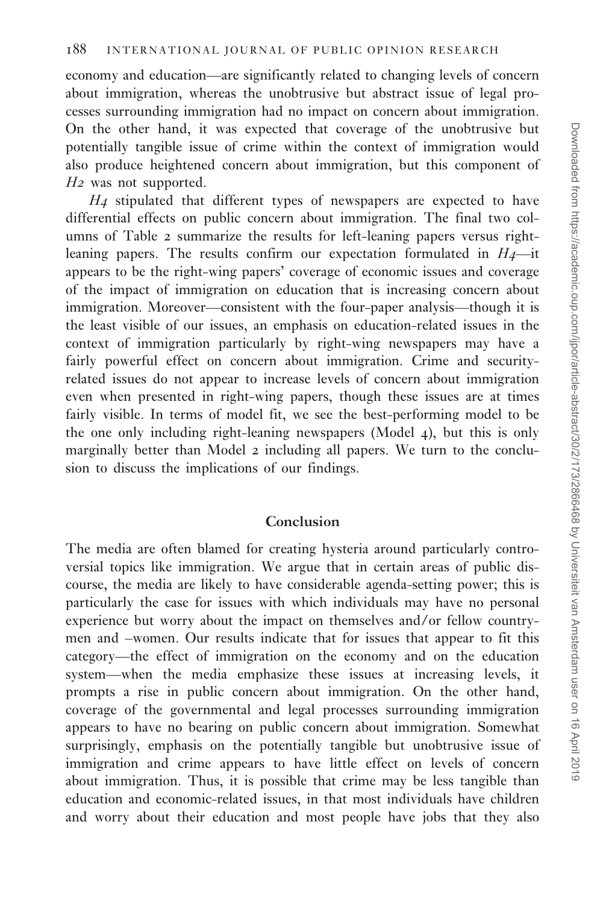economy and education—are significantly related to changing levels of concern about immigration, whereas the unobtrusive but abstract issue of legal processes surrounding immigration had no impact on concern about immigration. On the other hand, it was expected that coverage of the unobtrusive but potentially tangible issue of crime within the context of immigration would also produce heightened concern about immigration, but this component of *H2* was not supported.

*H4* stipulated that different types of newspapers are expected to have differential effects on public concern about immigration. The final two columns of Table 2 summarize the results for left-leaning papers versus right-leaning papers. The results confirm our expectation formulated in *H4*—it appears to be the right-wing papers' coverage of economic issues and coverage of the impact of immigration on education that is increasing concern about immigration. Moreover—consistent with the four-paper analysis—though it is the least visible of our issues, an emphasis on education-related issues in the context of immigration particularly by right-wing newspapers may have a fairly powerful effect on concern about immigration. Crime and security-related issues do not appear to increase levels of concern about immigration even when presented in right-wing papers, though these issues are at times fairly visible. In terms of model fit, we see the best-performing model to be the one only including right-leaning newspapers (Model 4), but this is only marginally better than Model 2 including all papers. We turn to the conclusion to discuss the implications of our findings.

## Conclusion

The media are often blamed for creating hysteria around particularly controversial topics like immigration. We argue that in certain areas of public discourse, the media are likely to have considerable agenda-setting power; this is particularly the case for issues with which individuals may have no personal experience but worry about the impact on themselves and/or fellow countrymen and –women. Our results indicate that for issues that appear to fit this category—the effect of immigration on the economy and on the education system—when the media emphasize these issues at increasing levels, it prompts a rise in public concern about immigration. On the other hand, coverage of the governmental and legal processes surrounding immigration appears to have no bearing on public concern about immigration. Somewhat surprisingly, emphasis on the potentially tangible but unobtrusive issue of immigration and crime appears to have little effect on levels of concern about immigration. Thus, it is possible that crime may be less tangible than education and economic-related issues, in that most individuals have children and worry about their education and most people have jobs that they also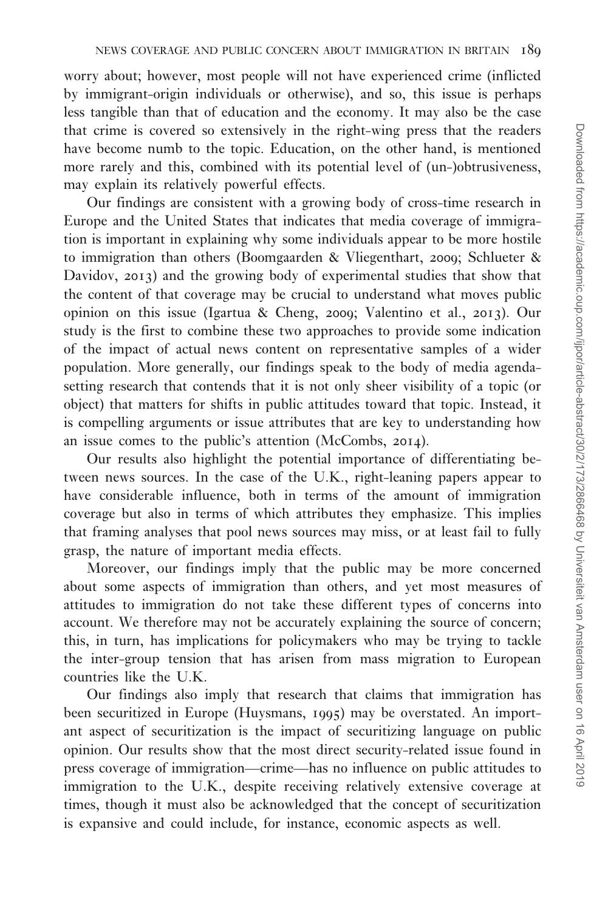worry about; however, most people will not have experienced crime (inflicted by immigrant-origin individuals or otherwise), and so, this issue is perhaps less tangible than that of education and the economy. It may also be the case that crime is covered so extensively in the right-wing press that the readers have become numb to the topic. Education, on the other hand, is mentioned more rarely and this, combined with its potential level of (un-)obtrusiveness, may explain its relatively powerful effects.

Our findings are consistent with a growing body of cross-time research in Europe and the United States that indicates that media coverage of immigration is important in explaining why some individuals appear to be more hostile to immigration than others (Boomgaarden & Vliegenthart, 2009; Schlueter & Davidov, 2013) and the growing body of experimental studies that show that the content of that coverage may be crucial to understand what moves public opinion on this issue (Igartua & Cheng, 2009; Valentino et al., 2013). Our study is the first to combine these two approaches to provide some indication of the impact of actual news content on representative samples of a wider population. More generally, our findings speak to the body of media agenda-setting research that contends that it is not only sheer visibility of a topic (or object) that matters for shifts in public attitudes toward that topic. Instead, it is compelling arguments or issue attributes that are key to understanding how an issue comes to the public's attention (McCombs, 2014).

Our results also highlight the potential importance of differentiating between news sources. In the case of the U.K., right-leaning papers appear to have considerable influence, both in terms of the amount of immigration coverage but also in terms of which attributes they emphasize. This implies that framing analyses that pool news sources may miss, or at least fail to fully grasp, the nature of important media effects.

Moreover, our findings imply that the public may be more concerned about some aspects of immigration than others, and yet most measures of attitudes to immigration do not take these different types of concerns into account. We therefore may not be accurately explaining the source of concern; this, in turn, has implications for policymakers who may be trying to tackle the inter-group tension that has arisen from mass migration to European countries like the U.K.

Our findings also imply that research that claims that immigration has been securitized in Europe (Huysmans, 1995) may be overstated. An important aspect of securitization is the impact of securitizing language on public opinion. Our results show that the most direct security-related issue found in press coverage of immigration—crime—has no influence on public attitudes to immigration to the U.K., despite receiving relatively extensive coverage at times, though it must also be acknowledged that the concept of securitization is expansive and could include, for instance, economic aspects as well.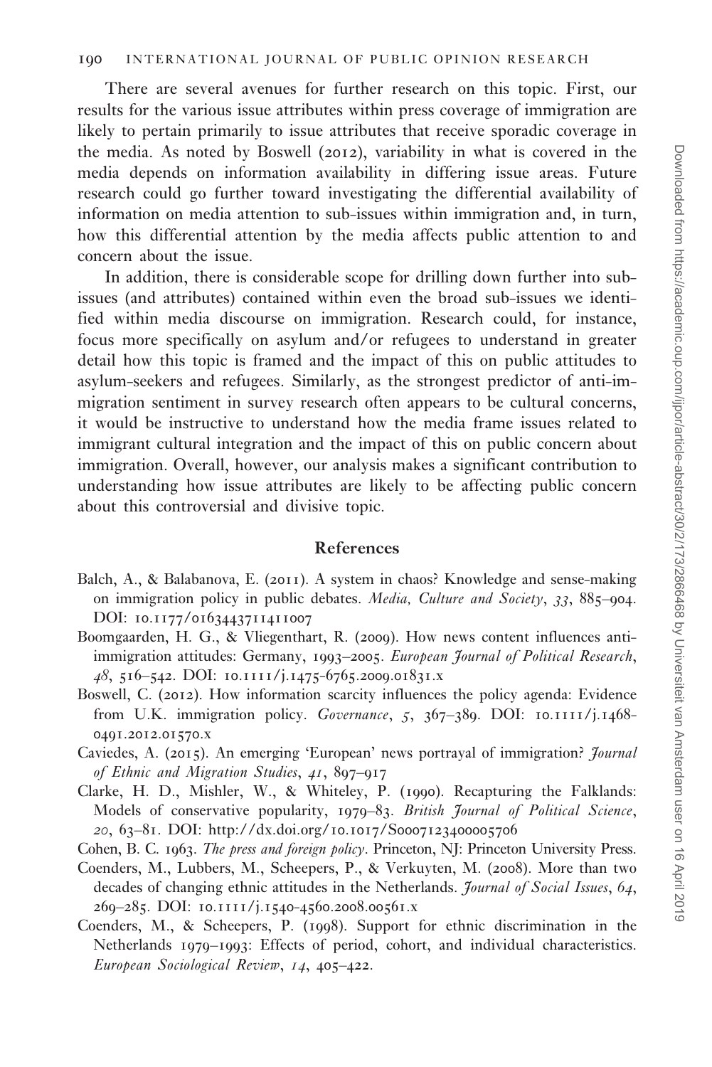There are several avenues for further research on this topic. First, our results for the various issue attributes within press coverage of immigration are likely to pertain primarily to issue attributes that receive sporadic coverage in the media. As noted by Boswell (2012), variability in what is covered in the media depends on information availability in differing issue areas. Future research could go further toward investigating the differential availability of information on media attention to sub-issues within immigration and, in turn, how this differential attention by the media affects public attention to and concern about the issue.

In addition, there is considerable scope for drilling down further into sub-issues (and attributes) contained within even the broad sub-issues we identified within media discourse on immigration. Research could, for instance, focus more specifically on asylum and/or refugees to understand in greater detail how this topic is framed and the impact of this on public attitudes to asylum-seekers and refugees. Similarly, as the strongest predictor of anti-immigration sentiment in survey research often appears to be cultural concerns, it would be instructive to understand how the media frame issues related to immigrant cultural integration and the impact of this on public concern about immigration. Overall, however, our analysis makes a significant contribution to understanding how issue attributes are likely to be affecting public concern about this controversial and divisive topic.

## References

Balch, A., & Balabanova, E. (2011). A system in chaos? Knowledge and sense-making on immigration policy in public debates. *Media, Culture and Society*, *33*, 885–904. DOI: 10.1177/0163443711411007

Boomgaarden, H. G., & Vliegenthart, R. (2009). How news content influences anti-immigration attitudes: Germany, 1993–2005. *European Journal of Political Research*, *48*, 516–542. DOI: 10.1111/j.1475-6765.2009.01831.x

Boswell, C. (2012). How information scarcity influences the policy agenda: Evidence from U.K. immigration policy. *Governance*, *5*, 367–389. DOI: 10.1111/j.1468-0491.2012.01570.x

Caviedes, A. (2015). An emerging 'European' news portrayal of immigration? *Journal of Ethnic and Migration Studies*, *41*, 897–917

Clarke, H. D., Mishler, W., & Whiteley, P. (1990). Recapturing the Falklands: Models of conservative popularity, 1979–83. *British Journal of Political Science*, *20*, 63–81. DOI: http://dx.doi.org/10.1017/S0007123400005706

Cohen, B. C. 1963. *The press and foreign policy*. Princeton, NJ: Princeton University Press.

Coenders, M., Lubbers, M., Scheepers, P., & Verkuyten, M. (2008). More than two decades of changing ethnic attitudes in the Netherlands. *Journal of Social Issues*, *64*, 269–285. DOI: 10.1111/j.1540-4560.2008.00561.x

Coenders, M., & Scheepers, P. (1998). Support for ethnic discrimination in the Netherlands 1979–1993: Effects of period, cohort, and individual characteristics. *European Sociological Review*, *14*, 405–422.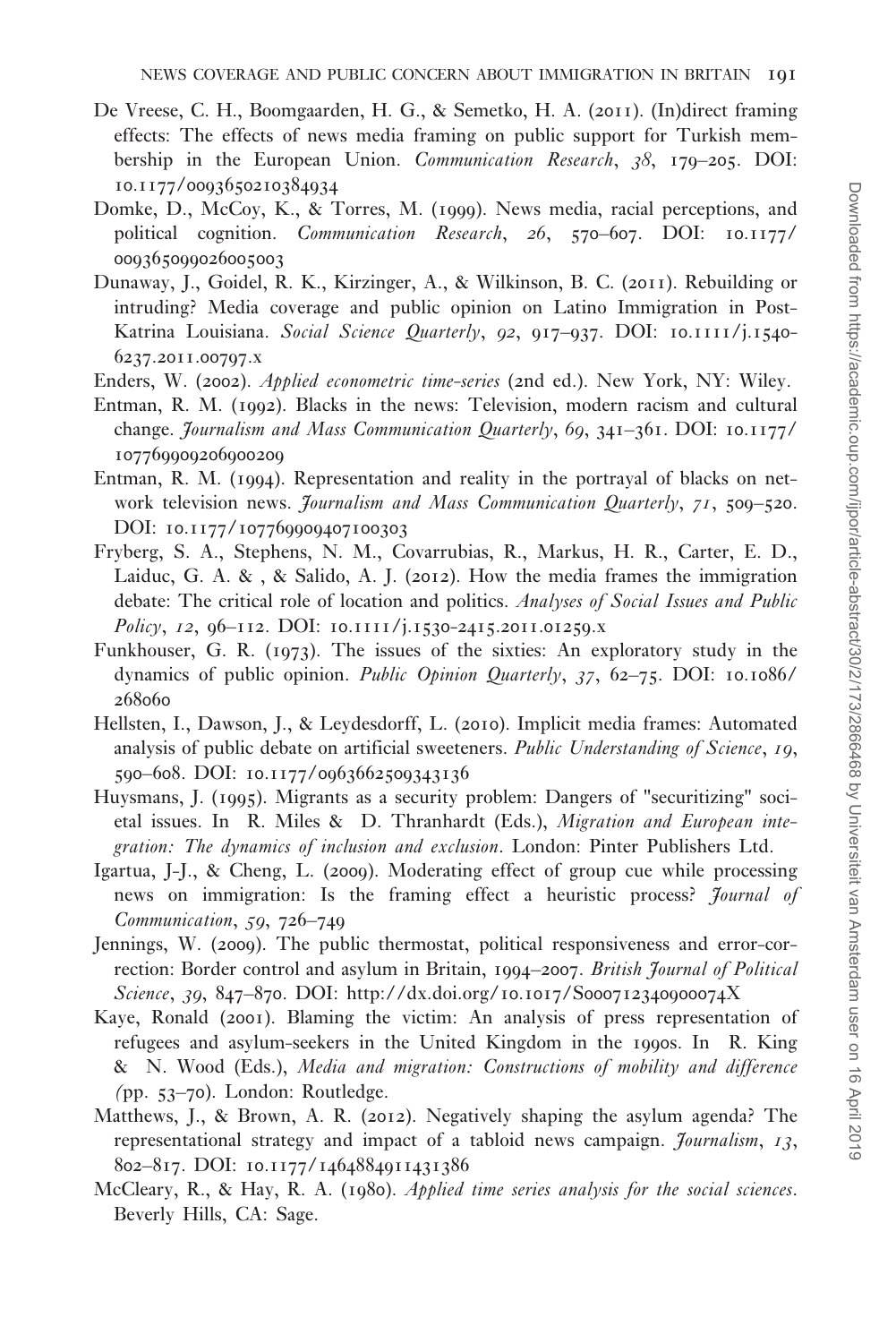De Vreese, C. H., Boomgaarden, H. G., & Semetko, H. A. (2011). (In)direct framing effects: The effects of news media framing on public support for Turkish membership in the European Union. *Communication Research*, *38*, 179–205. DOI: 10.1177/0093650210384934

Domke, D., McCoy, K., & Torres, M. (1999). News media, racial perceptions, and political cognition. *Communication Research*, *26*, 570–607. DOI: 10.1177/009365099026005003

Dunaway, J., Goidel, R. K., Kirzinger, A., & Wilkinson, B. C. (2011). Rebuilding or intruding? Media coverage and public opinion on Latino Immigration in Post-Katrina Louisiana. *Social Science Quarterly*, *92*, 917–937. DOI: 10.1111/j.1540-6237.2011.00797.x

Enders, W. (2002). *Applied econometric time-series* (2nd ed.). New York, NY: Wiley.

Entman, R. M. (1992). Blacks in the news: Television, modern racism and cultural change. *Journalism and Mass Communication Quarterly*, *69*, 341–361. DOI: 10.1177/107769909206900209

Entman, R. M. (1994). Representation and reality in the portrayal of blacks on network television news. *Journalism and Mass Communication Quarterly*, *71*, 509–520. DOI: 10.1177/107769909407100303

Fryberg, S. A., Stephens, N. M., Covarrubias, R., Markus, H. R., Carter, E. D., Laiduc, G. A. & , & Salido, A. J. (2012). How the media frames the immigration debate: The critical role of location and politics. *Analyses of Social Issues and Public Policy*, *12*, 96–112. DOI: 10.1111/j.1530-2415.2011.01259.x

Funkhouser, G. R. (1973). The issues of the sixties: An exploratory study in the dynamics of public opinion. *Public Opinion Quarterly*, *37*, 62–75. DOI: 10.1086/268060

Hellsten, I., Dawson, J., & Leydesdorff, L. (2010). Implicit media frames: Automated analysis of public debate on artificial sweeteners. *Public Understanding of Science*, *19*, 590–608. DOI: 10.1177/0963662509343136

Huysmans, J. (1995). Migrants as a security problem: Dangers of "securitizing" societal issues. In R. Miles & D. Thranhardt (Eds.), *Migration and European integration: The dynamics of inclusion and exclusion*. London: Pinter Publishers Ltd.

Igartua, J-J., & Cheng, L. (2009). Moderating effect of group cue while processing news on immigration: Is the framing effect a heuristic process? *Journal of Communication*, *59*, 726–749

Jennings, W. (2009). The public thermostat, political responsiveness and error-correction: Border control and asylum in Britain, 1994–2007. *British Journal of Political Science*, *39*, 847–870. DOI: http://dx.doi.org/10.1017/S000712340900074X

Kaye, Ronald (2001). Blaming the victim: An analysis of press representation of refugees and asylum-seekers in the United Kingdom in the 1990s. In R. King & N. Wood (Eds.), *Media and migration: Constructions of mobility and difference* (pp. 53–70). London: Routledge.

Matthews, J., & Brown, A. R. (2012). Negatively shaping the asylum agenda? The representational strategy and impact of a tabloid news campaign. *Journalism*, *13*, 802–817. DOI: 10.1177/1464884911431386

McCleary, R., & Hay, R. A. (1980). *Applied time series analysis for the social sciences*. Beverly Hills, CA: Sage.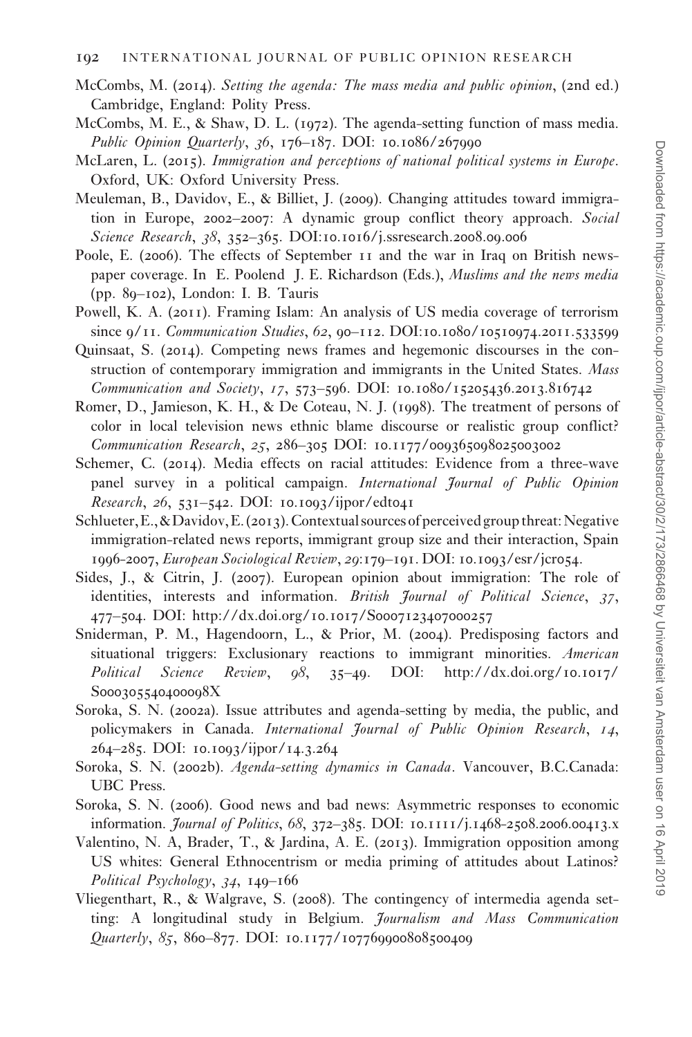McCombs, M. (2014). *Setting the agenda: The mass media and public opinion*, (2nd ed.) Cambridge, England: Polity Press.

McCombs, M. E., & Shaw, D. L. (1972). The agenda-setting function of mass media. *Public Opinion Quarterly*, *36*, 176–187. DOI: 10.1086/267990

McLaren, L. (2015). *Immigration and perceptions of national political systems in Europe*. Oxford, UK: Oxford University Press.

Meuleman, B., Davidov, E., & Billiet, J. (2009). Changing attitudes toward immigration in Europe, 2002–2007: A dynamic group conflict theory approach. *Social Science Research*, *38*, 352–365. DOI:10.1016/j.ssresearch.2008.09.006

Poole, E. (2006). The effects of September 11 and the war in Iraq on British newspaper coverage. In E. Poolend J. E. Richardson (Eds.), *Muslims and the news media* (pp. 89–102), London: I. B. Tauris

Powell, K. A. (2011). Framing Islam: An analysis of US media coverage of terrorism since 9/11. *Communication Studies*, *62*, 90–112. DOI:10.1080/10510974.2011.533599

Quinsaat, S. (2014). Competing news frames and hegemonic discourses in the construction of contemporary immigration and immigrants in the United States. *Mass Communication and Society*, *17*, 573–596. DOI: 10.1080/15205436.2013.816742

Romer, D., Jamieson, K. H., & De Coteau, N. J. (1998). The treatment of persons of color in local television news ethnic blame discourse or realistic group conflict? *Communication Research*, *25*, 286–305 DOI: 10.1177/009365098025003002

Schemer, C. (2014). Media effects on racial attitudes: Evidence from a three-wave panel survey in a political campaign. *International Journal of Public Opinion Research*, *26*, 531–542. DOI: 10.1093/ijpor/edt041

Schlueter, E., & Davidov, E. (2013). Contextual sources of perceived group threat: Negative immigration-related news reports, immigrant group size and their interaction, Spain 1996-2007, *European Sociological Review*, *29*:179–191. DOI: 10.1093/esr/jcr054.

Sides, J., & Citrin, J. (2007). European opinion about immigration: The role of identities, interests and information. *British Journal of Political Science*, *37*, 477–504. DOI: http://dx.doi.org/10.1017/S0007123407000257

Sniderman, P. M., Hagendoorn, L., & Prior, M. (2004). Predisposing factors and situational triggers: Exclusionary reactions to immigrant minorities. *American Political Science Review*, *98*, 35–49. DOI: http://dx.doi.org/10.1017/S000305540400098X

Soroka, S. N. (2002a). Issue attributes and agenda-setting by media, the public, and policymakers in Canada. *International Journal of Public Opinion Research*, *14*, 264–285. DOI: 10.1093/ijpor/14.3.264

Soroka, S. N. (2002b). *Agenda-setting dynamics in Canada*. Vancouver, B.C.Canada: UBC Press.

Soroka, S. N. (2006). Good news and bad news: Asymmetric responses to economic information. *Journal of Politics*, *68*, 372–385. DOI: 10.1111/j.1468-2508.2006.00413.x

Valentino, N. A, Brader, T., & Jardina, A. E. (2013). Immigration opposition among US whites: General Ethnocentrism or media priming of attitudes about Latinos? *Political Psychology*, *34*, 149–166

Vliegenthart, R., & Walgrave, S. (2008). The contingency of intermedia agenda setting: A longitudinal study in Belgium. *Journalism and Mass Communication Quarterly*, *85*, 860–877. DOI: 10.1177/107769900808500409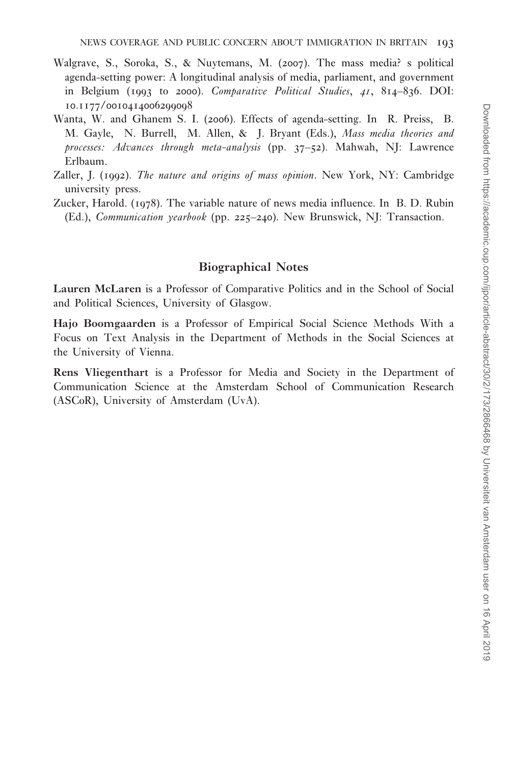Walgrave, S., Soroka, S., & Nuytemans, M. (2007). The mass media? s political agenda-setting power: A longitudinal analysis of media, parliament, and government in Belgium (1993 to 2000). *Comparative Political Studies*, *41*, 814–836. DOI: 10.1177/0010414006299098

Wanta, W. and Ghanem S. I. (2006). Effects of agenda-setting. In R. Preiss, B. M. Gayle, N. Burrell, M. Allen, & J. Bryant (Eds.), *Mass media theories and processes: Advances through meta-analysis* (pp. 37–52). Mahwah, NJ: Lawrence Erlbaum.

Zaller, J. (1992). *The nature and origins of mass opinion*. New York, NY: Cambridge university press.

Zucker, Harold. (1978). The variable nature of news media influence. In B. D. Rubin (Ed.), *Communication yearbook* (pp. 225–240). New Brunswick, NJ: Transaction.

## Biographical Notes

**Lauren McLaren** is a Professor of Comparative Politics and in the School of Social and Political Sciences, University of Glasgow.

**Hajo Boomgaarden** is a Professor of Empirical Social Science Methods With a Focus on Text Analysis in the Department of Methods in the Social Sciences at the University of Vienna.

**Rens Vliegenthart** is a Professor for Media and Society in the Department of Communication Science at the Amsterdam School of Communication Research (ASCoR), University of Amsterdam (UvA).